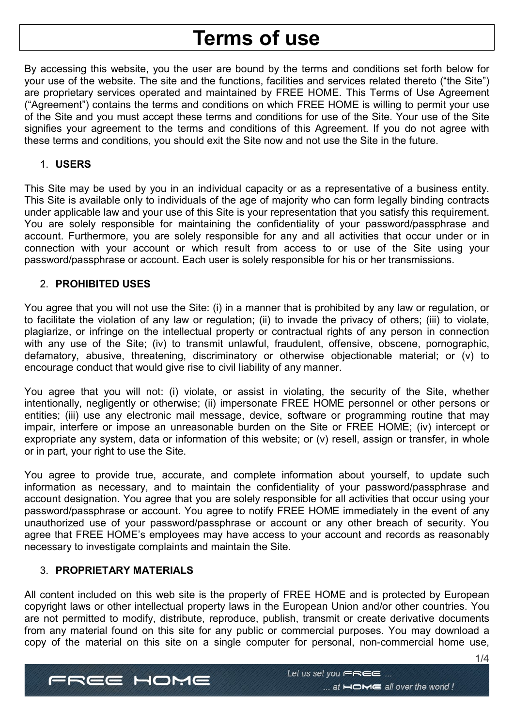# Terms of use

By accessing this website, you the user are bound by the terms and conditions set forth below for your use of the website. The site and the functions, facilities and services related thereto ("the Site") are proprietary services operated and maintained by FREE HOME. This Terms of Use Agreement ("Agreement") contains the terms and conditions on which FREE HOME is willing to permit your use of the Site and you must accept these terms and conditions for use of the Site. Your use of the Site signifies your agreement to the terms and conditions of this Agreement. If you do not agree with these terms and conditions, you should exit the Site now and not use the Site in the future.

## 1. USERS

This Site may be used by you in an individual capacity or as a representative of a business entity. This Site is available only to individuals of the age of majority who can form legally binding contracts under applicable law and your use of this Site is your representation that you satisfy this requirement. You are solely responsible for maintaining the confidentiality of your password/passphrase and account. Furthermore, you are solely responsible for any and all activities that occur under or in connection with your account or which result from access to or use of the Site using your password/passphrase or account. Each user is solely responsible for his or her transmissions.

## 2. PROHIBITED USES

You agree that you will not use the Site: (i) in a manner that is prohibited by any law or regulation, or to facilitate the violation of any law or regulation; (ii) to invade the privacy of others; (iii) to violate, plagiarize, or infringe on the intellectual property or contractual rights of any person in connection with any use of the Site; (iv) to transmit unlawful, fraudulent, offensive, obscene, pornographic, defamatory, abusive, threatening, discriminatory or otherwise objectionable material; or (v) to encourage conduct that would give rise to civil liability of any manner.

You agree that you will not: (i) violate, or assist in violating, the security of the Site, whether intentionally, negligently or otherwise; (ii) impersonate FREE HOME personnel or other persons or entities; (iii) use any electronic mail message, device, software or programming routine that may impair, interfere or impose an unreasonable burden on the Site or FREE HOME; (iv) intercept or expropriate any system, data or information of this website; or (v) resell, assign or transfer, in whole or in part, your right to use the Site.

You agree to provide true, accurate, and complete information about yourself, to update such information as necessary, and to maintain the confidentiality of your password/passphrase and account designation. You agree that you are solely responsible for all activities that occur using your password/passphrase or account. You agree to notify FREE HOME immediately in the event of any unauthorized use of your password/passphrase or account or any other breach of security. You agree that FREE HOME's employees may have access to your account and records as reasonably necessary to investigate complaints and maintain the Site.

## 3. PROPRIETARY MATERIALS

All content included on this web site is the property of FREE HOME and is protected by European copyright laws or other intellectual property laws in the European Union and/or other countries. You are not permitted to modify, distribute, reproduce, publish, transmit or create derivative documents from any material found on this site for any public or commercial purposes. You may download a copy of the material on this site on a single computer for personal, non-commercial home use,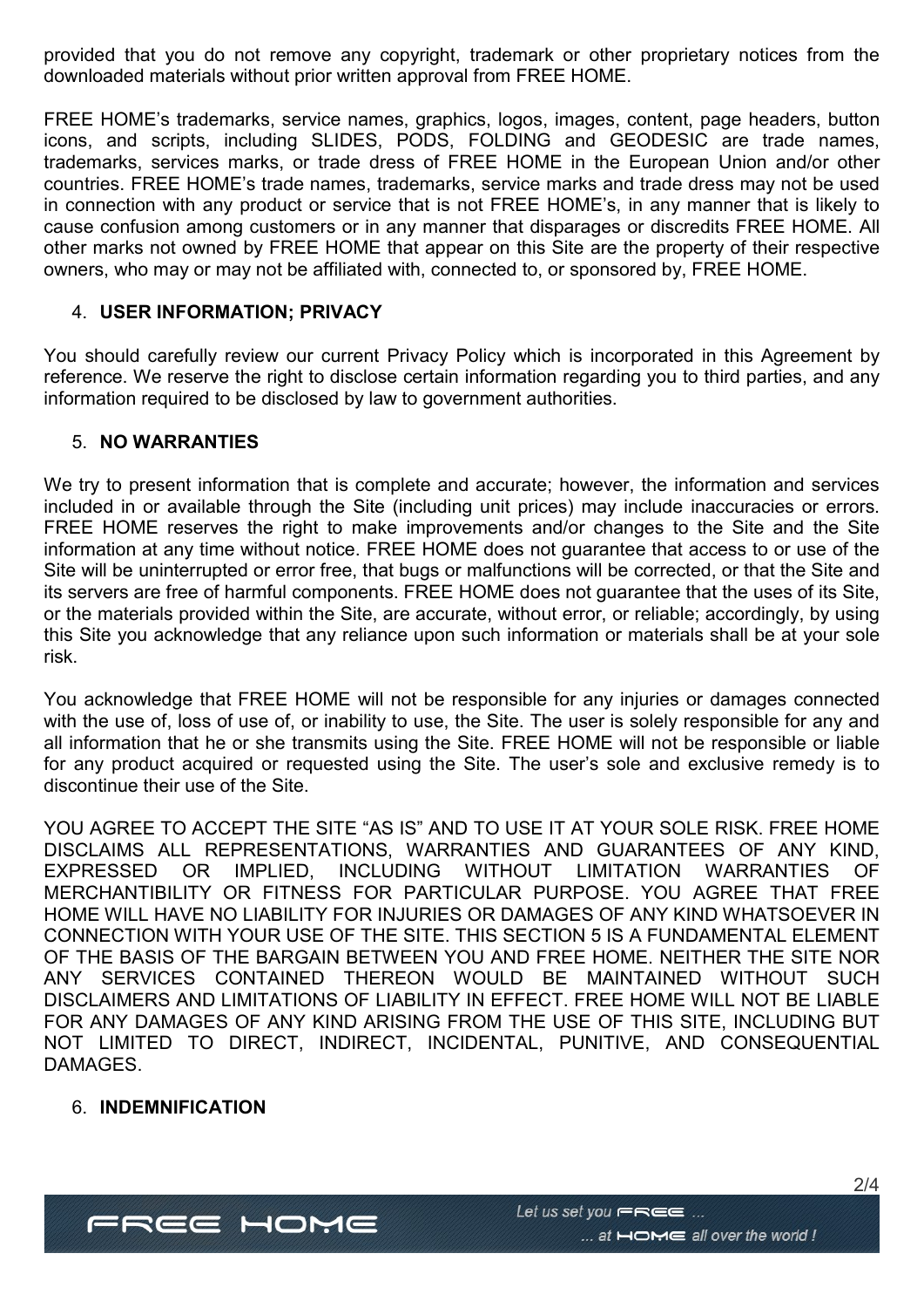provided that you do not remove any copyright, trademark or other proprietary notices from the downloaded materials without prior written approval from FREE HOME.

FREE HOME's trademarks, service names, graphics, logos, images, content, page headers, button icons, and scripts, including SLIDES, PODS, FOLDING and GEODESIC are trade names, trademarks, services marks, or trade dress of FREE HOME in the European Union and/or other countries. FREE HOME's trade names, trademarks, service marks and trade dress may not be used in connection with any product or service that is not FREE HOME's, in any manner that is likely to cause confusion among customers or in any manner that disparages or discredits FREE HOME. All other marks not owned by FREE HOME that appear on this Site are the property of their respective owners, who may or may not be affiliated with, connected to, or sponsored by, FREE HOME.

4. **USER INFORMATION; PRIVACY**

You should carefully review our current Privacy Policy which is incorporated in this Agreement by reference. We reserve the right to disclose certain information regarding you to third parties, and any information required to be disclosed by law to government authorities.

5. **NO WARRANTIES**

We try to present information that is complete and accurate; however, the information and services included in or available through the Site (including unit prices) may include inaccuracies or errors. FREE HOME reserves the right to make improvements and/or changes to the Site and the Site information at any time without notice. FREE HOME does not guarantee that access to or use of the Site will be uninterrupted or error free, that bugs or malfunctions will be corrected, or that the Site and its servers are free of harmful components. FREE HOME does not guarantee that the uses of its Site, or the materials provided within the Site, are accurate, without error, or reliable; accordingly, by using this Site you acknowledge that any reliance upon such information or materials shall be at your sole risk.

You acknowledge that FREE HOME will not be responsible for any injuries or damages connected with the use of, loss of use of, or inability to use, the Site. The user is solely responsible for any and all information that he or she transmits using the Site. FREE HOME will not be responsible or liable for any product acquired or requested using the Site. The user's sole and exclusive remedy is to discontinue their use of the Site.

YOU AGREE TO ACCEPT THE SITE "AS IS" AND TO USE IT AT YOUR SOLE RISK. FREE HOME DISCLAIMS ALL REPRESENTATIONS, WARRANTIES AND GUARANTEES OF ANY KIND, EXPRESSED OR IMPLIED, INCLUDING WITHOUT LIMITATION WARRANTIES OF MERCHANTIBILITY OR FITNESS FOR PARTICULAR PURPOSE. YOU AGREE THAT FREE HOME WILL HAVE NO LIABILITY FOR INJURIES OR DAMAGES OF ANY KIND WHATSOEVER IN CONNECTION WITH YOUR USE OF THE SITE. THIS SECTION 5 IS A FUNDAMENTAL ELEMENT OF THE BASIS OF THE BARGAIN BETWEEN YOU AND FREE HOME. NEITHER THE SITE NOR ANY SERVICES CONTAINED THEREON WOULD BE MAINTAINED WITHOUT SUCH DISCLAIMERS AND LIMITATIONS OF LIABILITY IN EFFECT. FREE HOME WILL NOT BE LIABLE FOR ANY DAMAGES OF ANY KIND ARISING FROM THE USE OF THIS SITE, INCLUDING BUT NOT LIMITED TO DIRECT, INDIRECT, INCIDENTAL, PUNITIVE, AND CONSEQUENTIAL DAMAGES.

6. **INDEMNIFICATION**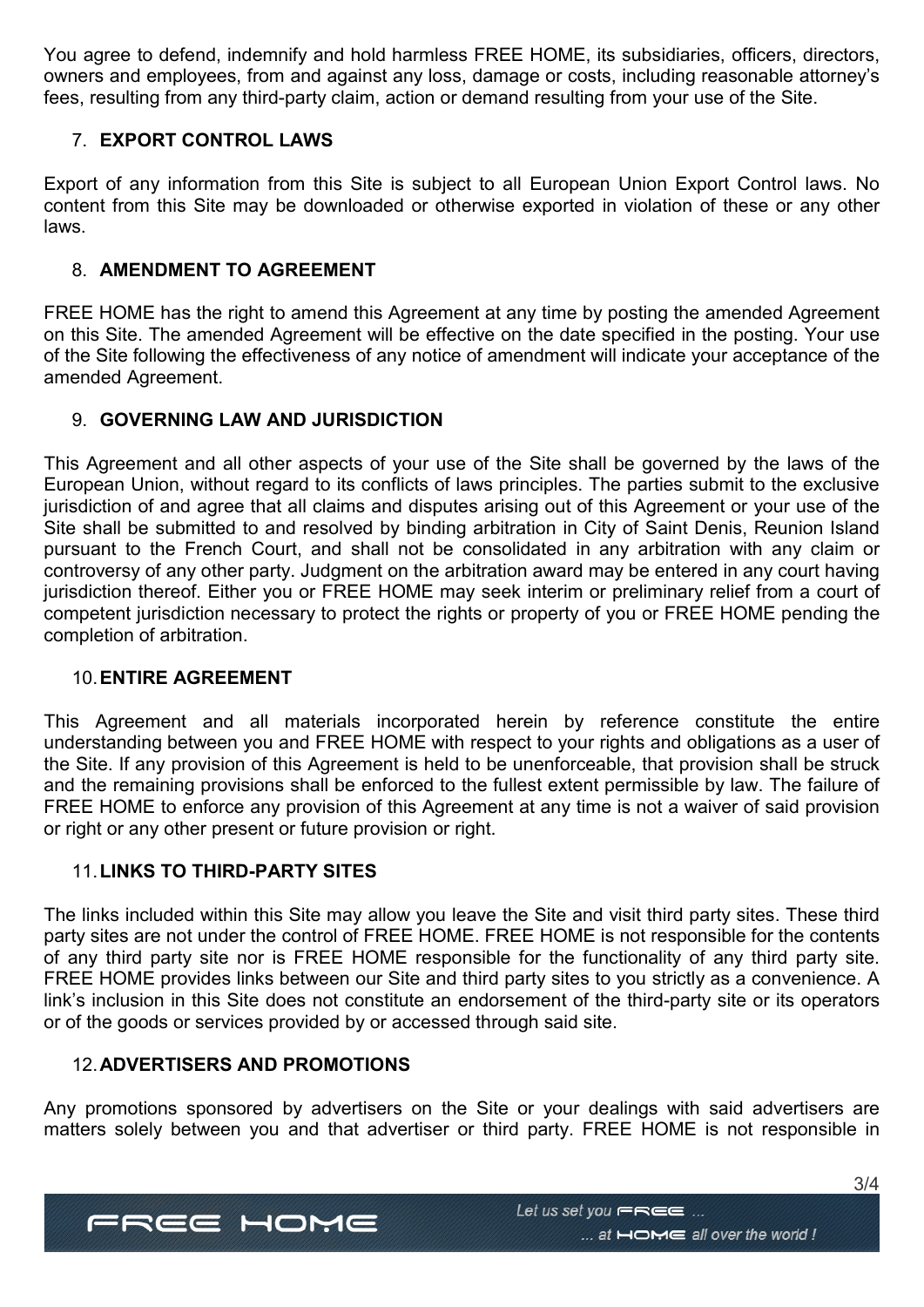You agree to defend, indemnify and hold harmless FREE HOME, its subsidiaries, officers, directors, owners and employees, from and against any loss, damage or costs, including reasonable attorney's fees, resulting from any third-party claim, action or demand resulting from your use of the Site.

## 7. EXPORT CONTROL LAWS

Export of any information from this Site is subject to all European Union Export Control laws. No content from this Site may be downloaded or otherwise exported in violation of these or any other laws.

## 8. AMENDMENT TO AGREEMENT

FREE HOME has the right to amend this Agreement at any time by posting the amended Agreement on this Site. The amended Agreement will be effective on the date specified in the posting. Your use of the Site following the effectiveness of any notice of amendment will indicate your acceptance of the amended Agreement.

## 9. GOVERNING LAW AND JURISDICTION

This Agreement and all other aspects of your use of the Site shall be governed by the laws of the European Union, without regard to its conflicts of laws principles. The parties submit to the exclusive jurisdiction of and agree that all claims and disputes arising out of this Agreement or your use of the Site shall be submitted to and resolved by binding arbitration in City of Saint Denis, Reunion Island pursuant to the French Court, and shall not be consolidated in any arbitration with any claim or controversy of any other party. Judgment on the arbitration award may be entered in any court having jurisdiction thereof. Either you or FREE HOME may seek interim or preliminary relief from a court of competent jurisdiction necessary to protect the rights or property of you or FREE HOME pending the completion of arbitration.

## 10. ENTIRE AGREEMENT

This Agreement and all materials incorporated herein by reference constitute the entire understanding between you and FREE HOME with respect to your rights and obligations as a user of the Site. If any provision of this Agreement is held to be unenforceable, that provision shall be struck and the remaining provisions shall be enforced to the fullest extent permissible by law. The failure of FREE HOME to enforce any provision of this Agreement at any time is not a waiver of said provision or right or any other present or future provision or right.

## 11. LINKS TO THIRD-PARTY SITES

The links included within this Site may allow you leave the Site and visit third party sites. These third party sites are not under the control of FREE HOME. FREE HOME is not responsible for the contents of any third party site nor is FREE HOME responsible for the functionality of any third party site. FREE HOME provides links between our Site and third party sites to you strictly as a convenience. A link's inclusion in this Site does not constitute an endorsement of the third-party site or its operators or of the goods or services provided by or accessed through said site.

## 12. ADVERTISERS AND PROMOTIONS

Any promotions sponsored by advertisers on the Site or your dealings with said advertisers are matters solely between you and that advertiser or third party. FREE HOME is not responsible in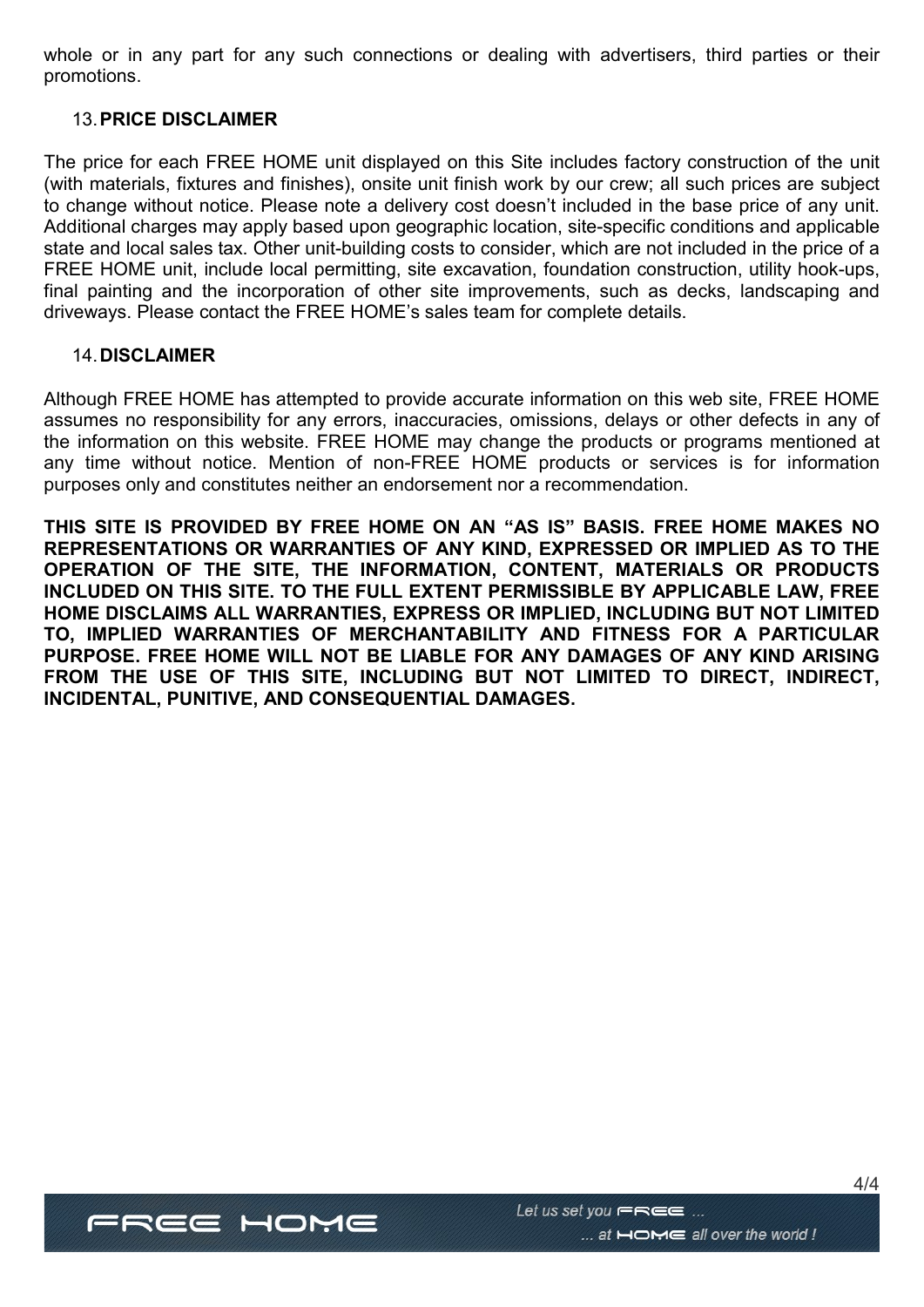whole or in any part for any such connections or dealing with advertisers, third parties or their promotions.

## 13. PRICE DISCLAIMER

The price for each FREE HOME unit displayed on this Site includes factory construction of the unit (with materials, fixtures and finishes), onsite unit finish work by our crew; all such prices are subject to change without notice. Please note a delivery cost doesn't included in the base price of any unit. Additional charges may apply based upon geographic location, site-specific conditions and applicable state and local sales tax. Other unit-building costs to consider, which are not included in the price of a FREE HOME unit, include local permitting, site excavation, foundation construction, utility hook-ups, final painting and the incorporation of other site improvements, such as decks, landscaping and driveways. Please contact the FREE HOME's sales team for complete details.

## 14. DISCLAIMER

Although FREE HOME has attempted to provide accurate information on this web site, FREE HOME assumes no responsibility for any errors, inaccuracies, omissions, delays or other defects in any of the information on this website. FREE HOME may change the products or programs mentioned at any time without notice. Mention of non-FREE HOME products or services is for information purposes only and constitutes neither an endorsement nor a recommendation.

**THIS SITE IS PROVIDED BY FREE HOME ON AN "AS IS" BASIS. FREE HOME MAKES NO REPRESENTATIONS OR WARRANTIES OF ANY KIND, EXPRESSED OR IMPLIED AS TO THE OPERATION OF THE SITE, THE INFORMATION, CONTENT, MATERIALS OR PRODUCTS INCLUDED ON THIS SITE. TO THE FULL EXTENT PERMISSIBLE BY APPLICABLE LAW, FREE HOME DISCLAIMS ALL WARRANTIES, EXPRESS OR IMPLIED, INCLUDING BUT NOT LIMITED TO, IMPLIED WARRANTIES OF MERCHANTABILITY AND FITNESS FOR A PARTICULAR PURPOSE. FREE HOME WILL NOT BE LIABLE FOR ANY DAMAGES OF ANY KIND ARISING FROM THE USE OF THIS SITE, INCLUDING BUT NOT LIMITED TO DIRECT, INDIRECT, INCIDENTAL, PUNITIVE, AND CONSEQUENTIAL DAMAGES.**